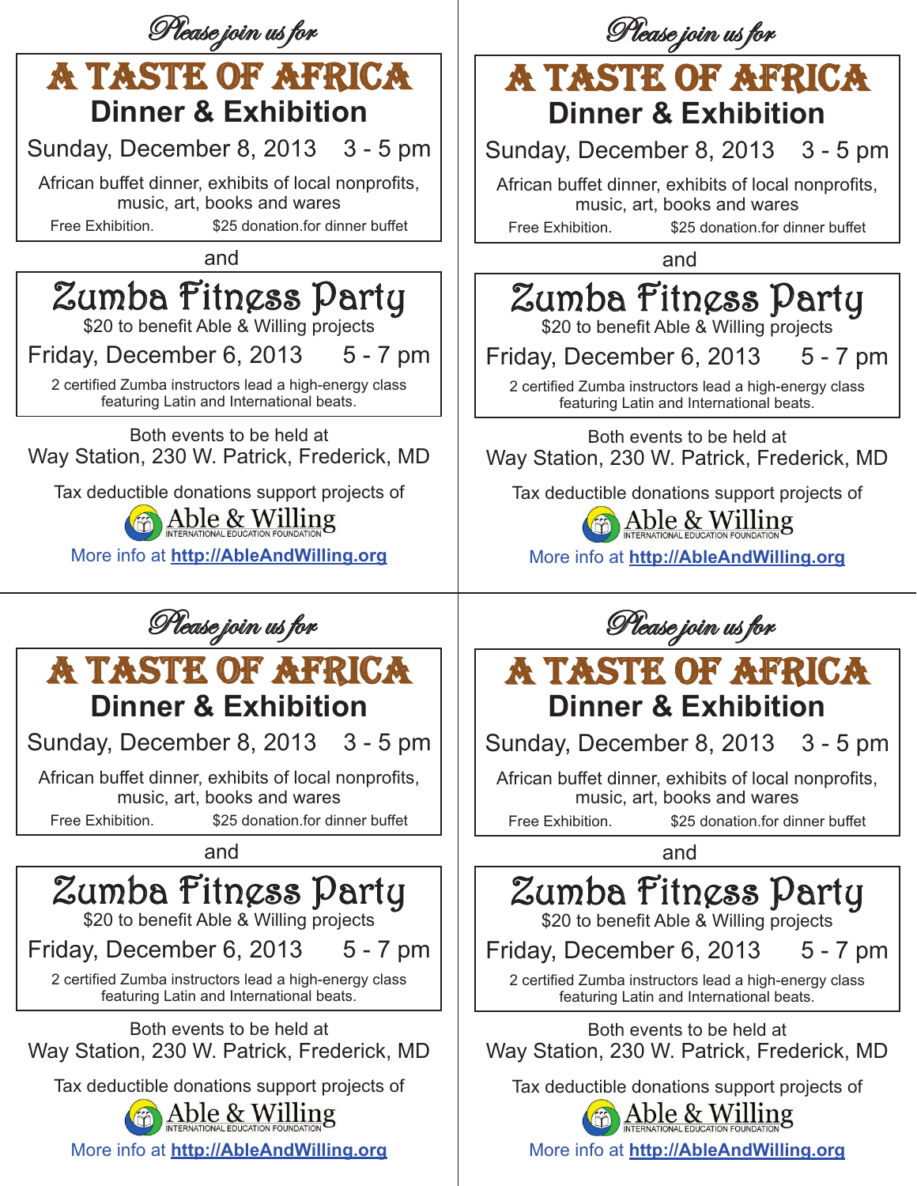*Please join us for*

# A TASTE OF AFRICA

## Dinner & Exhibition

Sunday, December 8, 2013    3 - 5 pm

African buffet dinner, exhibits of local nonprofits, music, art, books and wares

Free Exhibition.    $25 donation.for dinner buffet

and

# Zumba Fitness Party

$20 to benefit Able & Willing projects

Friday, December 6, 2013    5 - 7 pm

2 certified Zumba instructors lead a high-energy class featuring Latin and International beats.

Both events to be held at
Way Station, 230 W. Patrick, Frederick, MD

Tax deductible donations support projects of
Able & Willing
INTERNATIONAL EDUCATION FOUNDATION

More info at **http://AbleAndWilling.org**

---

*Please join us for*

# A TASTE OF AFRICA

## Dinner & Exhibition

Sunday, December 8, 2013    3 - 5 pm

African buffet dinner, exhibits of local nonprofits, music, art, books and wares

Free Exhibition.    $25 donation.for dinner buffet

and

# Zumba Fitness Party

$20 to benefit Able & Willing projects

Friday, December 6, 2013    5 - 7 pm

2 certified Zumba instructors lead a high-energy class featuring Latin and International beats.

Both events to be held at
Way Station, 230 W. Patrick, Frederick, MD

Tax deductible donations support projects of
Able & Willing
INTERNATIONAL EDUCATION FOUNDATION

More info at **http://AbleAndWilling.org**

---

*Please join us for*

# A TASTE OF AFRICA

## Dinner & Exhibition

Sunday, December 8, 2013    3 - 5 pm

African buffet dinner, exhibits of local nonprofits, music, art, books and wares

Free Exhibition.    $25 donation.for dinner buffet

and

# Zumba Fitness Party

$20 to benefit Able & Willing projects

Friday, December 6, 2013    5 - 7 pm

2 certified Zumba instructors lead a high-energy class featuring Latin and International beats.

Both events to be held at
Way Station, 230 W. Patrick, Frederick, MD

Tax deductible donations support projects of
Able & Willing
INTERNATIONAL EDUCATION FOUNDATION

More info at **http://AbleAndWilling.org**

---

*Please join us for*

# A TASTE OF AFRICA

## Dinner & Exhibition

Sunday, December 8, 2013    3 - 5 pm

African buffet dinner, exhibits of local nonprofits, music, art, books and wares

Free Exhibition.    $25 donation.for dinner buffet

and

# Zumba Fitness Party

$20 to benefit Able & Willing projects

Friday, December 6, 2013    5 - 7 pm

2 certified Zumba instructors lead a high-energy class featuring Latin and International beats.

Both events to be held at
Way Station, 230 W. Patrick, Frederick, MD

Tax deductible donations support projects of
Able & Willing
INTERNATIONAL EDUCATION FOUNDATION

More info at **http://AbleAndWilling.org**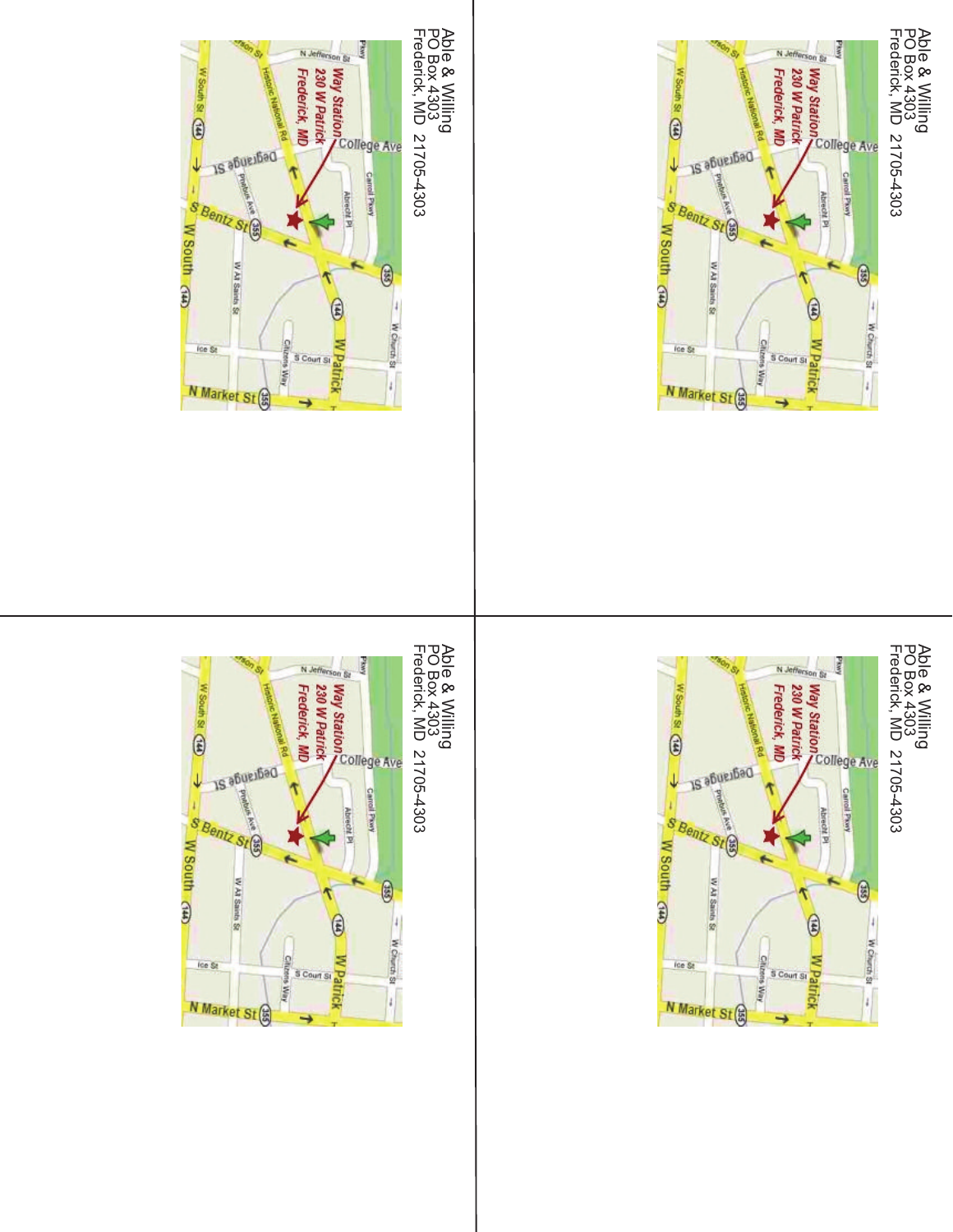Able & Willing
PO Box 4303
Frederick, MD 21705-4303

Way Station
230 W Patrick
Frederick, MD

Able & Willing
PO Box 4303
Frederick, MD 21705-4303

Way Station
230 W Patrick
Frederick, MD

Able & Willing
PO Box 4303
Frederick, MD 21705-4303

Way Station
230 W Patrick
Frederick, MD

Able & Willing
PO Box 4303
Frederick, MD 21705-4303

Way Station
230 W Patrick
Frederick, MD